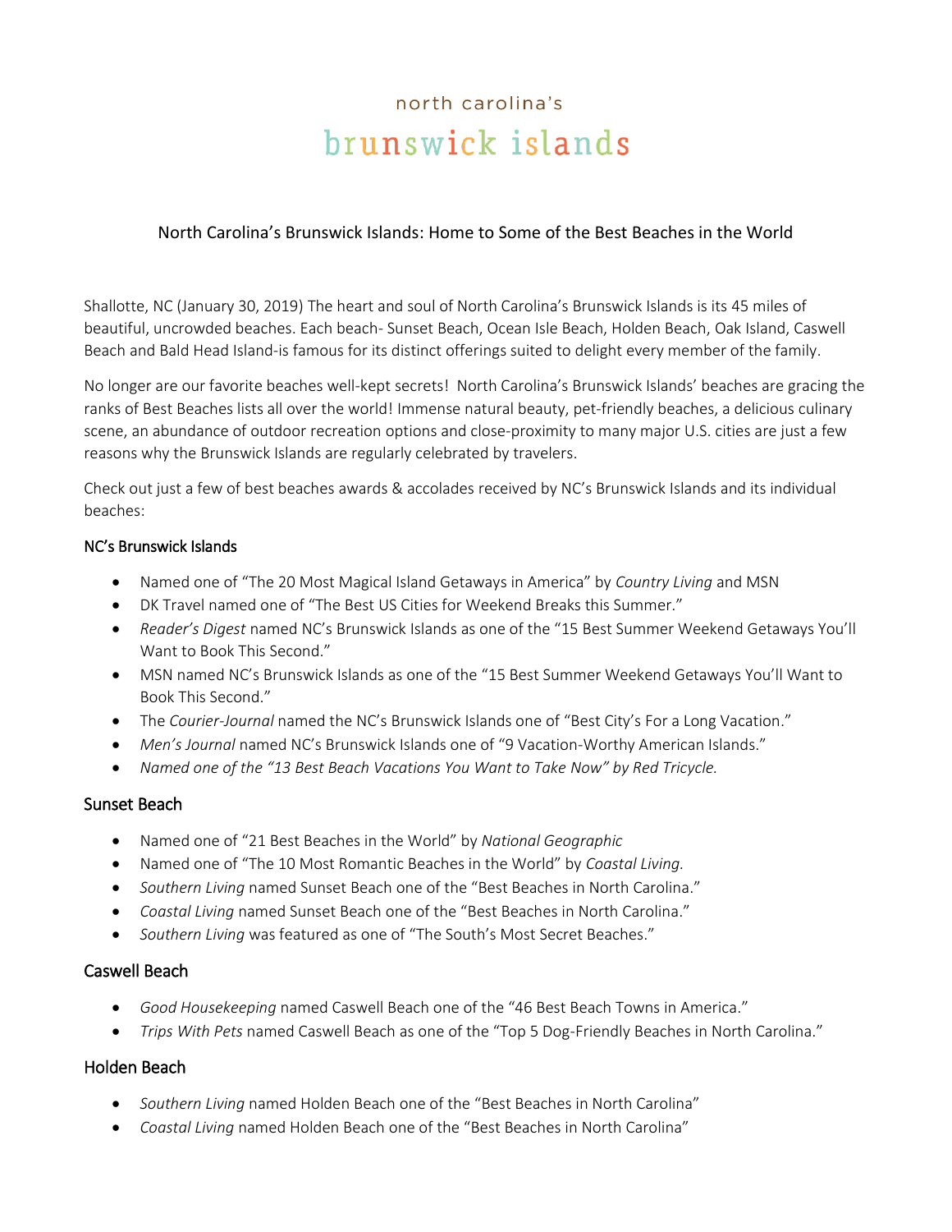north carolina's
# brunswick islands

## North Carolina's Brunswick Islands: Home to Some of the Best Beaches in the World

Shallotte, NC (January 30, 2019) The heart and soul of North Carolina's Brunswick Islands is its 45 miles of beautiful, uncrowded beaches. Each beach- Sunset Beach, Ocean Isle Beach, Holden Beach, Oak Island, Caswell Beach and Bald Head Island-is famous for its distinct offerings suited to delight every member of the family.

No longer are our favorite beaches well-kept secrets! North Carolina's Brunswick Islands' beaches are gracing the ranks of Best Beaches lists all over the world! Immense natural beauty, pet-friendly beaches, a delicious culinary scene, an abundance of outdoor recreation options and close-proximity to many major U.S. cities are just a few reasons why the Brunswick Islands are regularly celebrated by travelers.

Check out just a few of best beaches awards & accolades received by NC's Brunswick Islands and its individual beaches:

### NC's Brunswick Islands

- Named one of "The 20 Most Magical Island Getaways in America" by *Country Living* and MSN
- DK Travel named one of "The Best US Cities for Weekend Breaks this Summer."
- *Reader's Digest* named NC's Brunswick Islands as one of the "15 Best Summer Weekend Getaways You'll Want to Book This Second."
- MSN named NC's Brunswick Islands as one of the "15 Best Summer Weekend Getaways You'll Want to Book This Second."
- The *Courier-Journal* named the NC's Brunswick Islands one of "Best City's For a Long Vacation."
- *Men's Journal* named NC's Brunswick Islands one of "9 Vacation-Worthy American Islands."
- *Named one of the "13 Best Beach Vacations You Want to Take Now" by Red Tricycle.*

### Sunset Beach

- Named one of "21 Best Beaches in the World" by *National Geographic*
- Named one of "The 10 Most Romantic Beaches in the World" by *Coastal Living.*
- *Southern Living* named Sunset Beach one of the "Best Beaches in North Carolina."
- *Coastal Living* named Sunset Beach one of the "Best Beaches in North Carolina."
- *Southern Living* was featured as one of "The South's Most Secret Beaches."

### Caswell Beach

- *Good Housekeeping* named Caswell Beach one of the "46 Best Beach Towns in America."
- *Trips With Pets* named Caswell Beach as one of the "Top 5 Dog-Friendly Beaches in North Carolina."

### Holden Beach

- *Southern Living* named Holden Beach one of the "Best Beaches in North Carolina"
- *Coastal Living* named Holden Beach one of the "Best Beaches in North Carolina"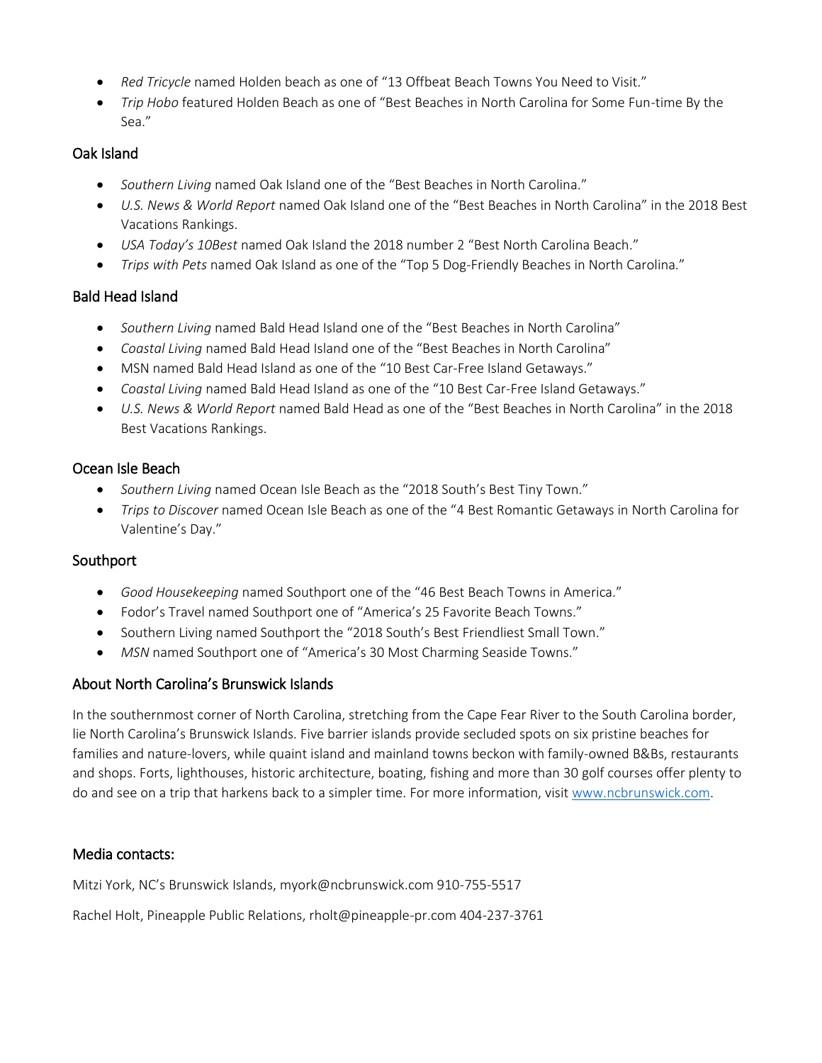- *Red Tricycle* named Holden beach as one of "13 Offbeat Beach Towns You Need to Visit."
- *Trip Hobo* featured Holden Beach as one of "Best Beaches in North Carolina for Some Fun-time By the Sea."

## Oak Island

- *Southern Living* named Oak Island one of the "Best Beaches in North Carolina."
- *U.S. News & World Report* named Oak Island one of the "Best Beaches in North Carolina" in the 2018 Best Vacations Rankings.
- *USA Today's 10Best* named Oak Island the 2018 number 2 "Best North Carolina Beach."
- *Trips with Pets* named Oak Island as one of the "Top 5 Dog-Friendly Beaches in North Carolina."

## Bald Head Island

- *Southern Living* named Bald Head Island one of the "Best Beaches in North Carolina"
- *Coastal Living* named Bald Head Island one of the "Best Beaches in North Carolina"
- MSN named Bald Head Island as one of the "10 Best Car-Free Island Getaways."
- *Coastal Living* named Bald Head Island as one of the "10 Best Car-Free Island Getaways."
- *U.S. News & World Report* named Bald Head as one of the "Best Beaches in North Carolina" in the 2018 Best Vacations Rankings.

## Ocean Isle Beach

- *Southern Living* named Ocean Isle Beach as the "2018 South's Best Tiny Town."
- *Trips to Discover* named Ocean Isle Beach as one of the "4 Best Romantic Getaways in North Carolina for Valentine's Day."

## Southport

- *Good Housekeeping* named Southport one of the "46 Best Beach Towns in America."
- Fodor's Travel named Southport one of "America's 25 Favorite Beach Towns."
- Southern Living named Southport the "2018 South's Best Friendliest Small Town."
- *MSN* named Southport one of "America's 30 Most Charming Seaside Towns."

## About North Carolina's Brunswick Islands

In the southernmost corner of North Carolina, stretching from the Cape Fear River to the South Carolina border, lie North Carolina's Brunswick Islands. Five barrier islands provide secluded spots on six pristine beaches for families and nature-lovers, while quaint island and mainland towns beckon with family-owned B&Bs, restaurants and shops. Forts, lighthouses, historic architecture, boating, fishing and more than 30 golf courses offer plenty to do and see on a trip that harkens back to a simpler time. For more information, visit [www.ncbrunswick.com](http://www.ncbrunswick.com).

## Media contacts:

Mitzi York, NC's Brunswick Islands, myork@ncbrunswick.com 910-755-5517

Rachel Holt, Pineapple Public Relations, rholt@pineapple-pr.com 404-237-3761